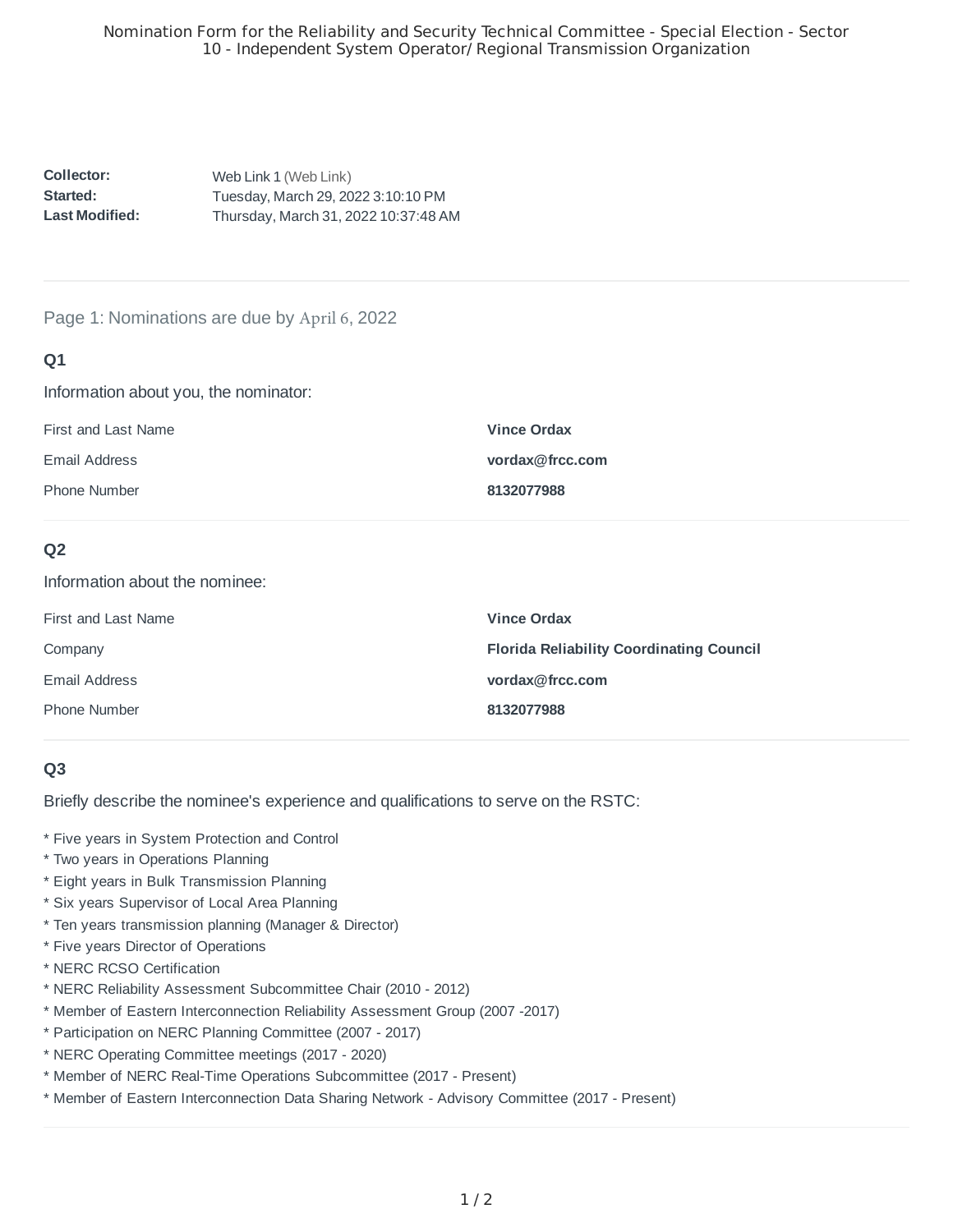# Nomination Form for the Reliability and Security Technical Committee - Special Election - Sector 10 - Independent System Operator/ Regional Transmission Organization

| | |
|---|---|
| **Collector:** | Web Link 1 (Web Link) |
| **Started:** | Tuesday, March 29, 2022 3:10:10 PM |
| **Last Modified:** | Thursday, March 31, 2022 10:37:48 AM |

## Page 1: Nominations are due by April 6, 2022

### Q1

Information about you, the nominator:

| | |
|---|---|
| First and Last Name | **Vince Ordax** |
| Email Address | **vordax@frcc.com** |
| Phone Number | **8132077988** |

### Q2

Information about the nominee:

| | |
|---|---|
| First and Last Name | **Vince Ordax** |
| Company | **Florida Reliability Coordinating Council** |
| Email Address | **vordax@frcc.com** |
| Phone Number | **8132077988** |

### Q3

Briefly describe the nominee's experience and qualifications to serve on the RSTC:

* Five years in System Protection and Control
* Two years in Operations Planning
* Eight years in Bulk Transmission Planning
* Six years Supervisor of Local Area Planning
* Ten years transmission planning (Manager & Director)
* Five years Director of Operations
* NERC RCSO Certification
* NERC Reliability Assessment Subcommittee Chair (2010 - 2012)
* Member of Eastern Interconnection Reliability Assessment Group (2007 -2017)
* Participation on NERC Planning Committee (2007 - 2017)
* NERC Operating Committee meetings (2017 - 2020)
* Member of NERC Real-Time Operations Subcommittee (2017 - Present)
* Member of Eastern Interconnection Data Sharing Network - Advisory Committee (2017 - Present)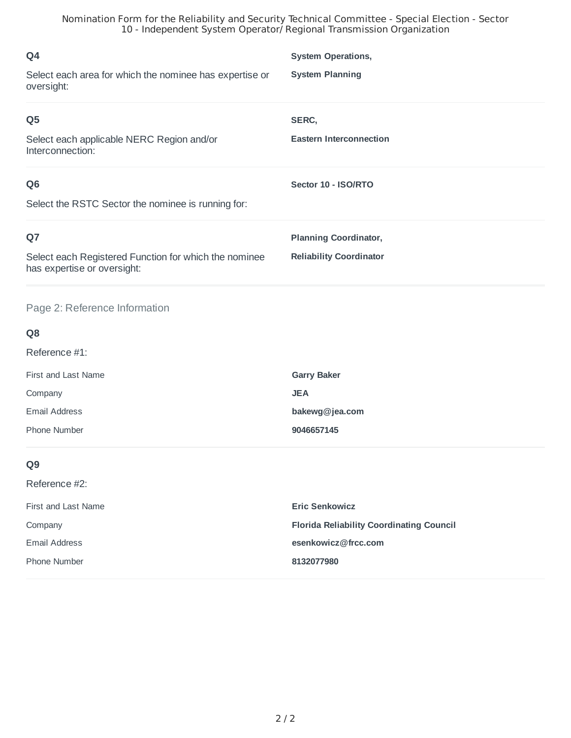**Q4**

Select each area for which the nominee has expertise or oversight:

**System Operations,**

**System Planning**

**Q5**

Select each applicable NERC Region and/or Interconnection:

**SERC,**

**Eastern Interconnection**

**Q6**

Select the RSTC Sector the nominee is running for:

**Sector 10 - ISO/RTO**

**Q7**

Select each Registered Function for which the nominee has expertise or oversight:

**Planning Coordinator,**

**Reliability Coordinator**

## Page 2: Reference Information

**Q8**

Reference #1:

| | |
|---|---|
| First and Last Name | **Garry Baker** |
| Company | **JEA** |
| Email Address | **bakewg@jea.com** |
| Phone Number | **9046657145** |

**Q9**

Reference #2:

| | |
|---|---|
| First and Last Name | **Eric Senkowicz** |
| Company | **Florida Reliability Coordinating Council** |
| Email Address | **esenkowicz@frcc.com** |
| Phone Number | **8132077980** |